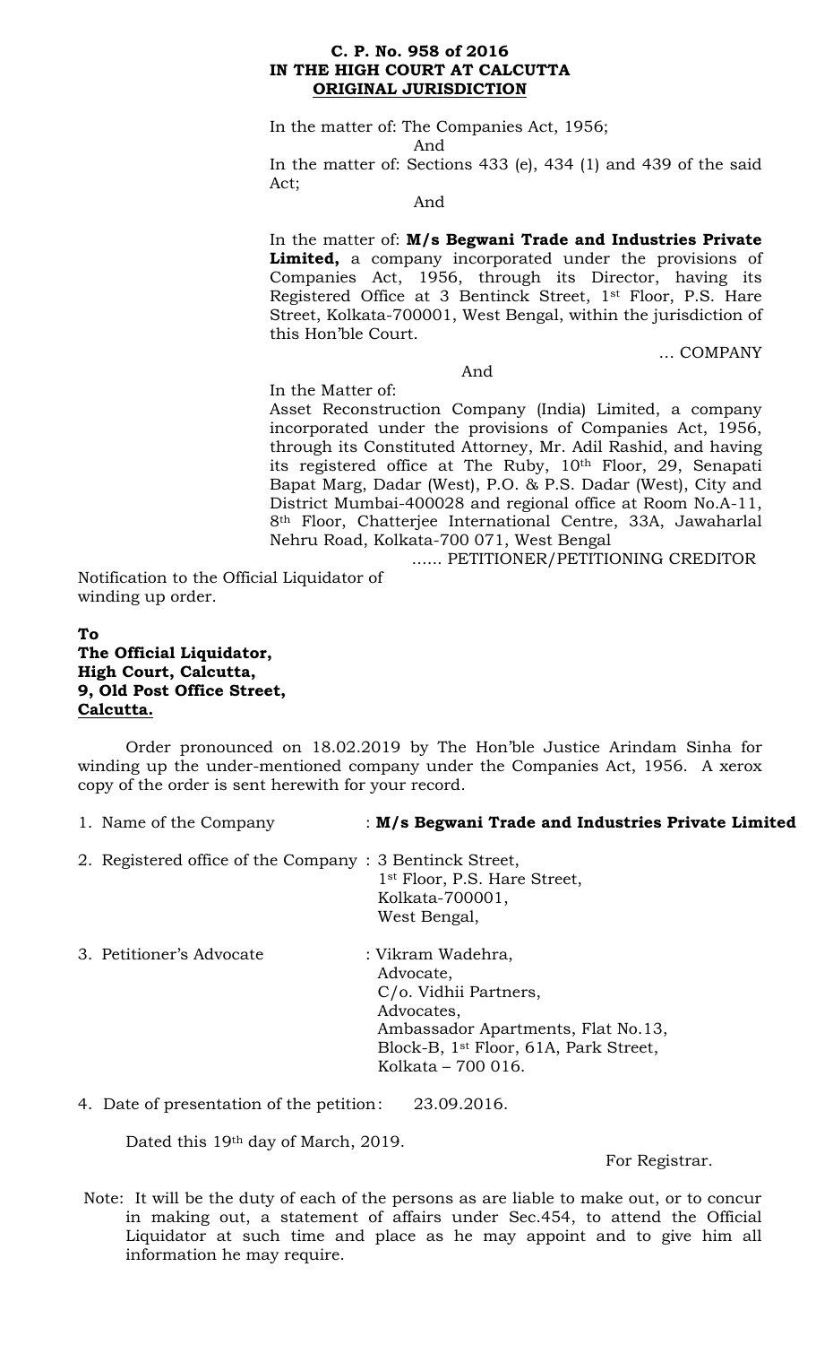**C. P. No. 958 of 2016**
**IN THE HIGH COURT AT CALCUTTA**
**ORIGINAL JURISDICTION**

In the matter of: The Companies Act, 1956;

And

In the matter of: Sections 433 (e), 434 (1) and 439 of the said Act;

And

In the matter of: **M/s Begwani Trade and Industries Private Limited,** a company incorporated under the provisions of Companies Act, 1956, through its Director, having its Registered Office at 3 Bentinck Street, 1st Floor, P.S. Hare Street, Kolkata-700001, West Bengal, within the jurisdiction of this Hon'ble Court.

… COMPANY

And

In the Matter of:

Asset Reconstruction Company (India) Limited, a company incorporated under the provisions of Companies Act, 1956, through its Constituted Attorney, Mr. Adil Rashid, and having its registered office at The Ruby, 10th Floor, 29, Senapati Bapat Marg, Dadar (West), P.O. & P.S. Dadar (West), City and District Mumbai-400028 and regional office at Room No.A-11, 8th Floor, Chatterjee International Centre, 33A, Jawaharlal Nehru Road, Kolkata-700 071, West Bengal

…… PETITIONER/PETITIONING CREDITOR

Notification to the Official Liquidator of winding up order.

**To**
**The Official Liquidator,**
**High Court, Calcutta,**
**9, Old Post Office Street,**
**Calcutta.**

Order pronounced on 18.02.2019 by The Hon'ble Justice Arindam Sinha for winding up the under-mentioned company under the Companies Act, 1956. A xerox copy of the order is sent herewith for your record.

1. Name of the Company : **M/s Begwani Trade and Industries Private Limited**

2. Registered office of the Company : 3 Bentinck Street,
   1st Floor, P.S. Hare Street,
   Kolkata-700001,
   West Bengal,

3. Petitioner's Advocate : Vikram Wadehra,
   Advocate,
   C/o. Vidhii Partners,
   Advocates,
   Ambassador Apartments, Flat No.13,
   Block-B, 1st Floor, 61A, Park Street,
   Kolkata – 700 016.

4. Date of presentation of the petition: 23.09.2016.

Dated this 19th day of March, 2019.

For Registrar.

Note: It will be the duty of each of the persons as are liable to make out, or to concur in making out, a statement of affairs under Sec.454, to attend the Official Liquidator at such time and place as he may appoint and to give him all information he may require.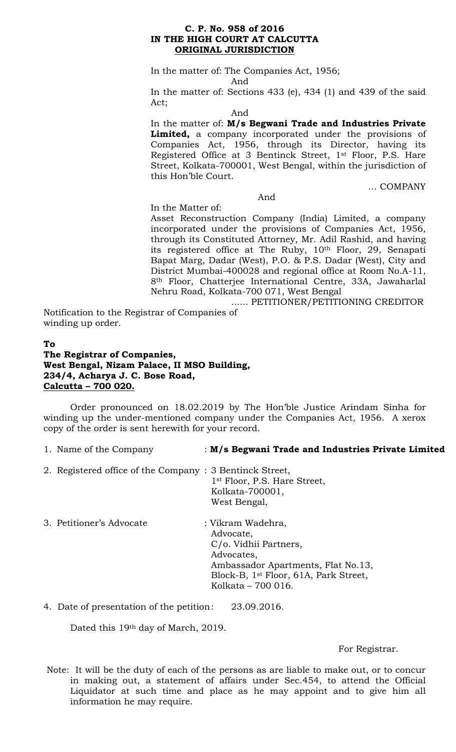**C. P. No. 958 of 2016**
**IN THE HIGH COURT AT CALCUTTA**
**ORIGINAL JURISDICTION**

In the matter of: The Companies Act, 1956;

And

In the matter of: Sections 433 (e), 434 (1) and 439 of the said Act;

And

In the matter of: **M/s Begwani Trade and Industries Private Limited,** a company incorporated under the provisions of Companies Act, 1956, through its Director, having its Registered Office at 3 Bentinck Street, 1st Floor, P.S. Hare Street, Kolkata-700001, West Bengal, within the jurisdiction of this Hon'ble Court.

… COMPANY

And

In the Matter of:

Asset Reconstruction Company (India) Limited, a company incorporated under the provisions of Companies Act, 1956, through its Constituted Attorney, Mr. Adil Rashid, and having its registered office at The Ruby, 10th Floor, 29, Senapati Bapat Marg, Dadar (West), P.O. & P.S. Dadar (West), City and District Mumbai-400028 and regional office at Room No.A-11, 8th Floor, Chatterjee International Centre, 33A, Jawaharlal Nehru Road, Kolkata-700 071, West Bengal

...... PETITIONER/PETITIONING CREDITOR

Notification to the Registrar of Companies of winding up order.

**To**
**The Registrar of Companies,**
**West Bengal, Nizam Palace, II MSO Building,**
**234/4, Acharya J. C. Bose Road,**
**Calcutta – 700 020.**

Order pronounced on 18.02.2019 by The Hon'ble Justice Arindam Sinha for winding up the under-mentioned company under the Companies Act, 1956. A xerox copy of the order is sent herewith for your record.

1. Name of the Company : **M/s Begwani Trade and Industries Private Limited**
2. Registered office of the Company : 3 Bentinck Street, 1st Floor, P.S. Hare Street, Kolkata-700001, West Bengal,
3. Petitioner's Advocate : Vikram Wadehra, Advocate, C/o. Vidhii Partners, Advocates, Ambassador Apartments, Flat No.13, Block-B, 1st Floor, 61A, Park Street, Kolkata – 700 016.
4. Date of presentation of the petition: 23.09.2016.

Dated this 19th day of March, 2019.

For Registrar.

Note: It will be the duty of each of the persons as are liable to make out, or to concur in making out, a statement of affairs under Sec.454, to attend the Official Liquidator at such time and place as he may appoint and to give him all information he may require.